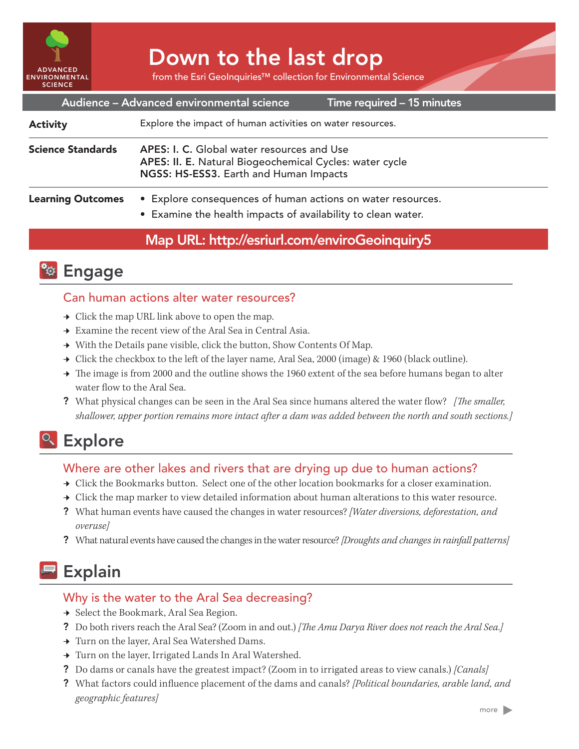ADVANCED ENVIRONMENTAL SCIENCE

# Down to the last drop

from the Esri GeoInquiries™ collection for Environmental Science

**Audience – Advanced environmental science** | **Time required – 15 minutes**

| | |
|---|---|
| **Activity** | Explore the impact of human activities on water resources. |
| **Science Standards** | APES: I. C. Global water resources and Use<br>APES: II. E. Natural Biogeochemical Cycles: water cycle<br>NGSS: HS-ESS3. Earth and Human Impacts |
| **Learning Outcomes** | • Explore consequences of human actions on water resources.<br>• Examine the health impacts of availability to clean water. |

**Map URL: http://esriurl.com/enviroGeoinquiry5**

## Engage

### Can human actions alter water resources?

→ Click the map URL link above to open the map.

→ Examine the recent view of the Aral Sea in Central Asia.

→ With the Details pane visible, click the button, Show Contents Of Map.

→ Click the checkbox to the left of the layer name, Aral Sea, 2000 (image) & 1960 (black outline).

→ The image is from 2000 and the outline shows the 1960 extent of the sea before humans began to alter water flow to the Aral Sea.

? What physical changes can be seen in the Aral Sea since humans altered the water flow? *[The smaller, shallower, upper portion remains more intact after a dam was added between the north and south sections.]*

## Explore

### Where are other lakes and rivers that are drying up due to human actions?

→ Click the Bookmarks button. Select one of the other location bookmarks for a closer examination.

→ Click the map marker to view detailed information about human alterations to this water resource.

? What human events have caused the changes in water resources? *[Water diversions, deforestation, and overuse]*

? What natural events have caused the changes in the water resource? *[Droughts and changes in rainfall patterns]*

## Explain

### Why is the water to the Aral Sea decreasing?

→ Select the Bookmark, Aral Sea Region.

? Do both rivers reach the Aral Sea? (Zoom in and out.) *[The Amu Darya River does not reach the Aral Sea.]*

→ Turn on the layer, Aral Sea Watershed Dams.

→ Turn on the layer, Irrigated Lands In Aral Watershed.

? Do dams or canals have the greatest impact? (Zoom in to irrigated areas to view canals.) *[Canals]*

? What factors could influence placement of the dams and canals? *[Political boundaries, arable land, and geographic features]*

more ▶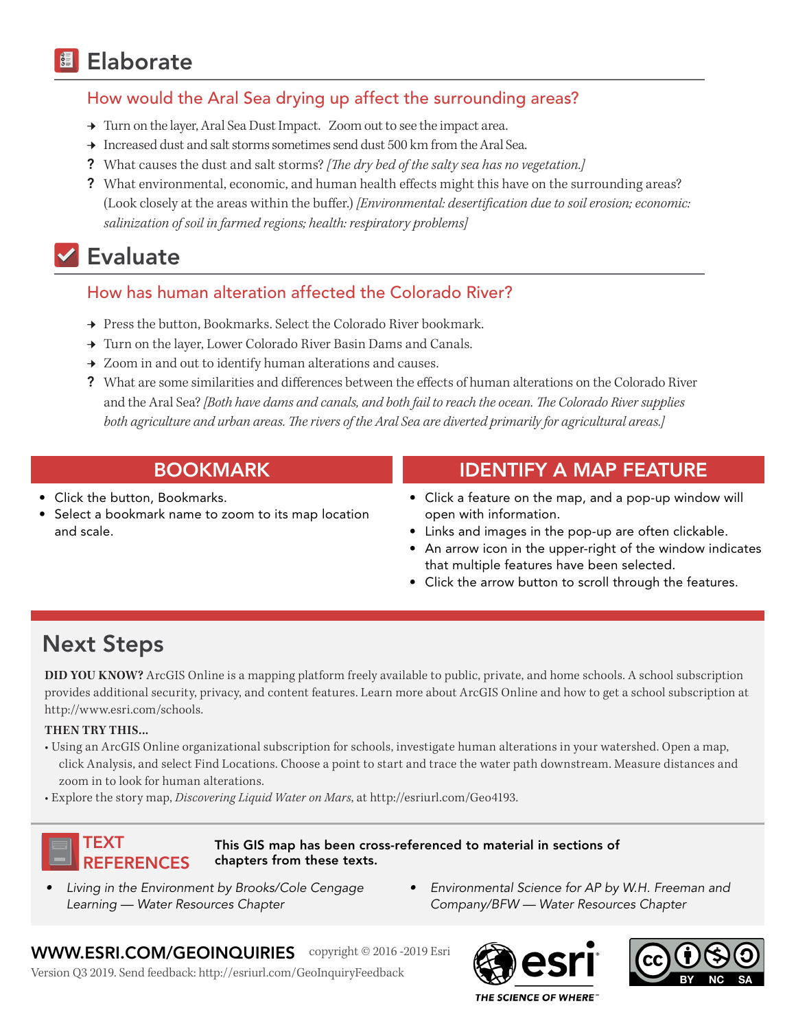## Elaborate

### How would the Aral Sea drying up affect the surrounding areas?

→ Turn on the layer, Aral Sea Dust Impact. Zoom out to see the impact area.

→ Increased dust and salt storms sometimes send dust 500 km from the Aral Sea.

**?** What causes the dust and salt storms? *[The dry bed of the salty sea has no vegetation.]*

**?** What environmental, economic, and human health effects might this have on the surrounding areas? (Look closely at the areas within the buffer.) *[Environmental: desertification due to soil erosion; economic: salinization of soil in farmed regions; health: respiratory problems]*

## Evaluate

### How has human alteration affected the Colorado River?

→ Press the button, Bookmarks. Select the Colorado River bookmark.

→ Turn on the layer, Lower Colorado River Basin Dams and Canals.

→ Zoom in and out to identify human alterations and causes.

**?** What are some similarities and differences between the effects of human alterations on the Colorado River and the Aral Sea? *[Both have dams and canals, and both fail to reach the ocean. The Colorado River supplies both agriculture and urban areas. The rivers of the Aral Sea are diverted primarily for agricultural areas.]*

### BOOKMARK

- Click the button, Bookmarks.
- Select a bookmark name to zoom to its map location and scale.

### IDENTIFY A MAP FEATURE

- Click a feature on the map, and a pop-up window will open with information.
- Links and images in the pop-up are often clickable.
- An arrow icon in the upper-right of the window indicates that multiple features have been selected.
- Click the arrow button to scroll through the features.

## Next Steps

**DID YOU KNOW?** ArcGIS Online is a mapping platform freely available to public, private, and home schools. A school subscription provides additional security, privacy, and content features. Learn more about ArcGIS Online and how to get a school subscription at http://www.esri.com/schools.

**THEN TRY THIS...**

- Using an ArcGIS Online organizational subscription for schools, investigate human alterations in your watershed. Open a map, click Analysis, and select Find Locations. Choose a point to start and trace the water path downstream. Measure distances and zoom in to look for human alterations.
- Explore the story map, *Discovering Liquid Water on Mars*, at http://esriurl.com/Geo4193.

### TEXT REFERENCES

**This GIS map has been cross-referenced to material in sections of chapters from these texts.**

- *Living in the Environment by Brooks/Cole Cengage Learning — Water Resources Chapter*
- *Environmental Science for AP by W.H. Freeman and Company/BFW — Water Resources Chapter*

**WWW.ESRI.COM/GEOINQUIRIES** copyright © 2016 -2019 Esri

Version Q3 2019. Send feedback: http://esriurl.com/GeoInquiryFeedback

esri THE SCIENCE OF WHERE

CC BY NC SA